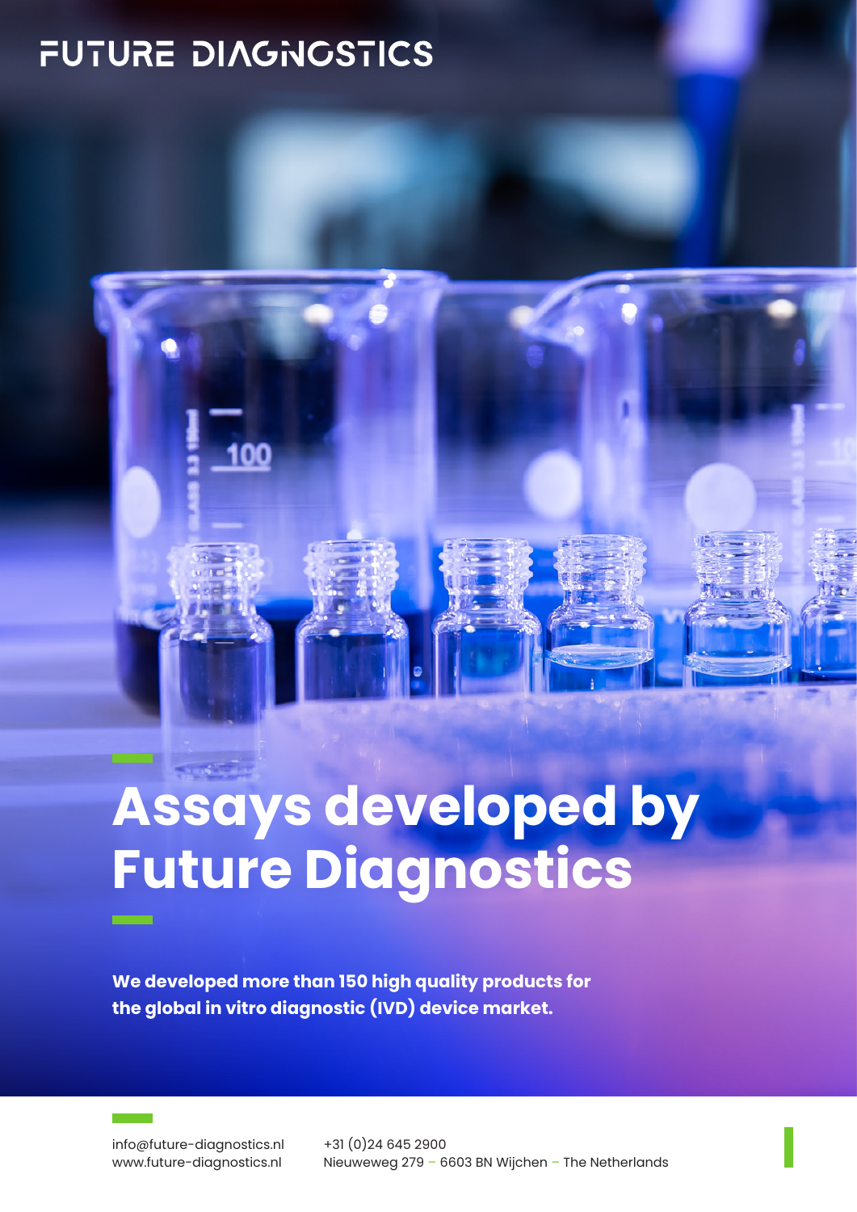FUTURE DIAGNOSTICS

# Assays developed by Future Diagnostics

**We developed more than 150 high quality products for the global in vitro diagnostic (IVD) device market.**

info@future-diagnostics.nl
www.future-diagnostics.nl

+31 (0)24 645 2900
Nieuweweg 279 – 6603 BN Wijchen – The Netherlands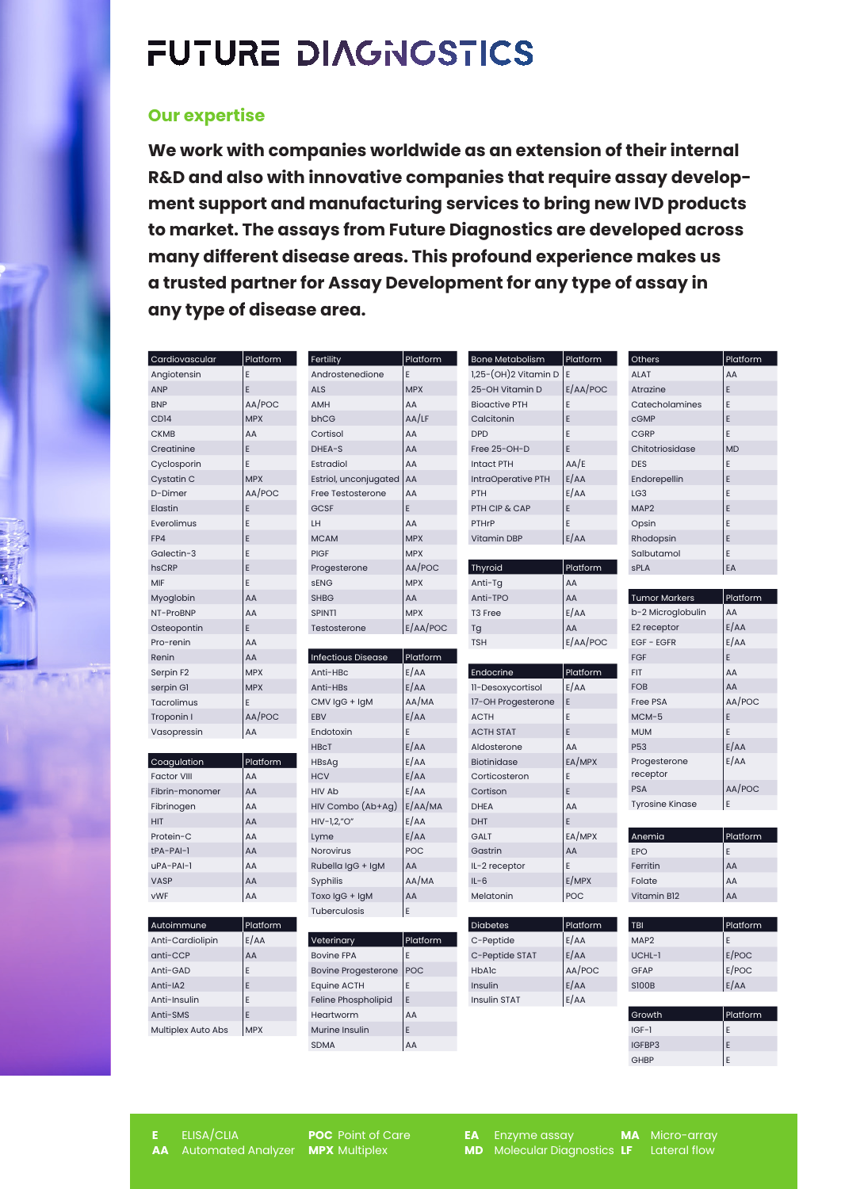# FUTURE DIAGNOSTICS

## Our expertise

**We work with companies worldwide as an extension of their internal R&D and also with innovative companies that require assay development support and manufacturing services to bring new IVD products to market. The assays from Future Diagnostics are developed across many different disease areas. This profound experience makes us a trusted partner for Assay Development for any type of assay in any type of disease area.**

| Cardiovascular | Platform |
|---|---|
| Angiotensin | E |
| ANP | E |
| BNP | AA/POC |
| CD14 | MPX |
| CKMB | AA |
| Creatinine | E |
| Cyclosporin | E |
| Cystatin C | MPX |
| D-Dimer | AA/POC |
| Elastin | E |
| Everolimus | E |
| FP4 | E |
| Galectin-3 | E |
| hsCRP | E |
| MIF | E |
| Myoglobin | AA |
| NT-ProBNP | AA |
| Osteopontin | E |
| Pro-renin | AA |
| Renin | AA |
| Serpin F2 | MPX |
| serpin G1 | MPX |
| Tacrolimus | E |
| Troponin I | AA/POC |
| Vasopressin | AA |

| Coagulation | Platform |
|---|---|
| Factor VIII | AA |
| Fibrin-monomer | AA |
| Fibrinogen | AA |
| HIT | AA |
| Protein-C | AA |
| tPA-PAI-1 | AA |
| uPA-PAI-1 | AA |
| VASP | AA |
| vWF | AA |

| Autoimmune | Platform |
|---|---|
| Anti-Cardiolipin | E/AA |
| anti-CCP | AA |
| Anti-GAD | E |
| Anti-IA2 | E |
| Anti-Insulin | E |
| Anti-SMS | E |
| Multiplex Auto Abs | MPX |

| Fertility | Platform |
|---|---|
| Androstenedione | E |
| ALS | MPX |
| AMH | AA |
| bhCG | AA/LF |
| Cortisol | AA |
| DHEA-S | AA |
| Estradiol | AA |
| Estriol, unconjugated | AA |
| Free Testosterone | AA |
| GCSF | E |
| LH | AA |
| MCAM | MPX |
| PIGF | MPX |
| Progesterone | AA/POC |
| sENG | MPX |
| SHBG | AA |
| SPINT1 | MPX |
| Testosterone | E/AA/POC |

| Infectious Disease | Platform |
|---|---|
| Anti-HBc | E/AA |
| Anti-HBs | E/AA |
| CMV IgG + IgM | AA/MA |
| EBV | E/AA |
| Endotoxin | E |
| HBcT | E/AA |
| HBsAg | E/AA |
| HCV | E/AA |
| HIV Ab | E/AA |
| HIV Combo (Ab+Ag) | E/AA/MA |
| HIV-1,2,"O" | E/AA |
| Lyme | E/AA |
| Norovirus | POC |
| Rubella IgG + IgM | AA |
| Syphilis | AA/MA |
| Toxo IgG + IgM | AA |
| Tuberculosis | E |

| Veterinary | Platform |
|---|---|
| Bovine FPA | E |
| Bovine Progesterone | POC |
| Equine ACTH | E |
| Feline Phospholipid | E |
| Heartworm | AA |
| Murine Insulin | E |
| SDMA | AA |

| Bone Metabolism | Platform |
|---|---|
| 1,25-(OH)2 Vitamin D | E |
| 25-OH Vitamin D | E/AA/POC |
| Bioactive PTH | E |
| Calcitonin | E |
| DPD | E |
| Free 25-OH-D | E |
| Intact PTH | AA/E |
| IntraOperative PTH | E/AA |
| PTH | E/AA |
| PTH CIP & CAP | E |
| PTHrP | E |
| Vitamin DBP | E/AA |

| Thyroid | Platform |
|---|---|
| Anti-Tg | AA |
| Anti-TPO | AA |
| T3 Free | E/AA |
| Tg | AA |
| TSH | E/AA/POC |

| Endocrine | Platform |
|---|---|
| 11-Desoxycortisol | E/AA |
| 17-OH Progesterone | E |
| ACTH | E |
| ACTH STAT | E |
| Aldosterone | AA |
| Biotinidase | EA/MPX |
| Corticosteron | E |
| Cortison | E |
| DHEA | AA |
| DHT | E |
| GALT | EA/MPX |
| Gastrin | AA |
| IL-2 receptor | E |
| IL-6 | E/MPX |
| Melatonin | POC |

| Diabetes | Platform |
|---|---|
| C-Peptide | E/AA |
| C-Peptide STAT | E/AA |
| HbA1c | AA/POC |
| Insulin | E/AA |
| Insulin STAT | E/AA |

| Others | Platform |
|---|---|
| ALAT | AA |
| Atrazine | E |
| Catecholamines | E |
| cGMP | E |
| CGRP | E |
| Chitotriosidase | MD |
| DES | E |
| Endorepellin | E |
| LG3 | E |
| MAP2 | E |
| Opsin | E |
| Rhodopsin | E |
| Salbutamol | E |
| sPLA | EA |

| Tumor Markers | Platform |
|---|---|
| b-2 Microglobulin | AA |
| E2 receptor | E/AA |
| EGF - EGFR | E/AA |
| FGF | E |
| FIT | AA |
| FOB | AA |
| Free PSA | AA/POC |
| MCM-5 | E |
| MUM | E |
| P53 | E/AA |
| Progesterone receptor | E/AA |
| PSA | AA/POC |
| Tyrosine Kinase | E |

| Anemia | Platform |
|---|---|
| EPO | E |
| Ferritin | AA |
| Folate | AA |
| Vitamin B12 | AA |

| TBI | Platform |
|---|---|
| MAP2 | E |
| UCHL-1 | E/POC |
| GFAP | E/POC |
| S100B | E/AA |

| Growth | Platform |
|---|---|
| IGF-1 | E |
| IGFBP3 | E |
| GHBP | E |

**E** ELISA/CLIA **AA** Automated Analyzer **POC** Point of Care **MPX** Multiplex **EA** Enzyme assay **MD** Molecular Diagnostics **MA** Micro-array **LF** Lateral flow